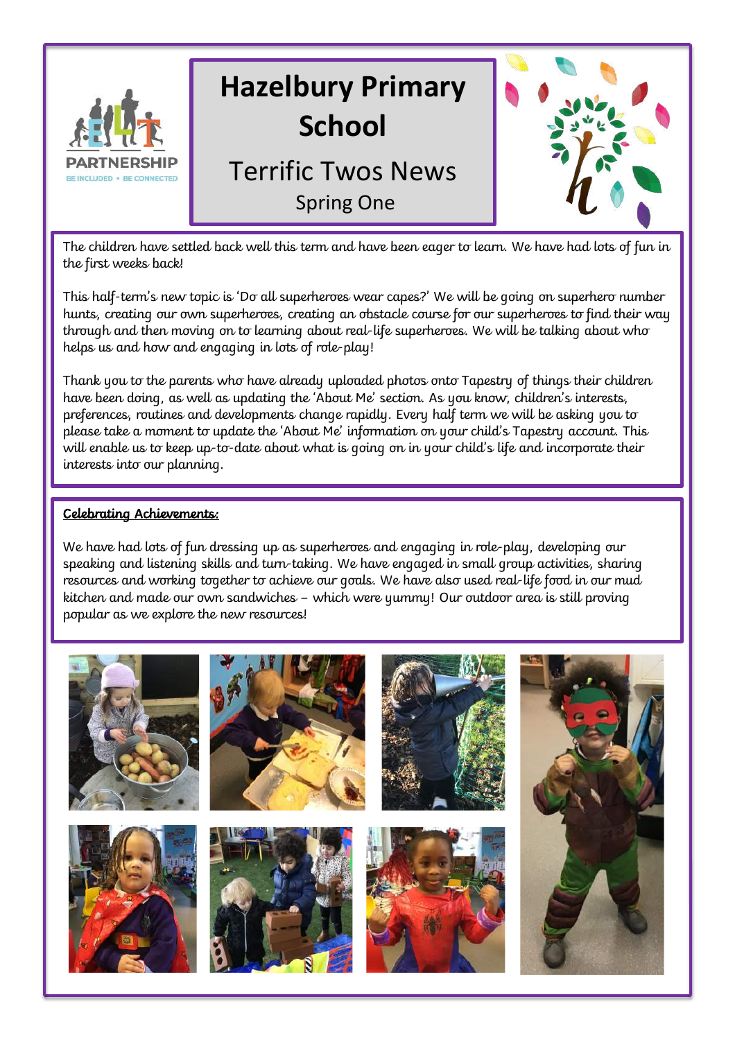# Hazelbury Primary School

## Terrific Twos News

Spring One

The children have settled back well this term and have been eager to learn. We have had lots of fun in the first weeks back!

This half-term's new topic is 'Do all superheroes wear capes?' We will be going on superhero number hunts, creating our own superheroes, creating an obstacle course for our superheroes to find their way through and then moving on to learning about real-life superheroes. We will be talking about who helps us and how and engaging in lots of role-play!

Thank you to the parents who have already uploaded photos onto Tapestry of things their children have been doing, as well as updating the 'About Me' section. As you know, children's interests, preferences, routines and developments change rapidly. Every half term we will be asking you to please take a moment to update the 'About Me' information on your child's Tapestry account. This will enable us to keep up-to-date about what is going on in your child's life and incorporate their interests into our planning.

**Celebrating Achievements:**

We have had lots of fun dressing up as superheroes and engaging in role-play, developing our speaking and listening skills and turn-taking. We have engaged in small group activities, sharing resources and working together to achieve our goals. We have also used real-life food in our mud kitchen and made our own sandwiches – which were yummy! Our outdoor area is still proving popular as we explore the new resources!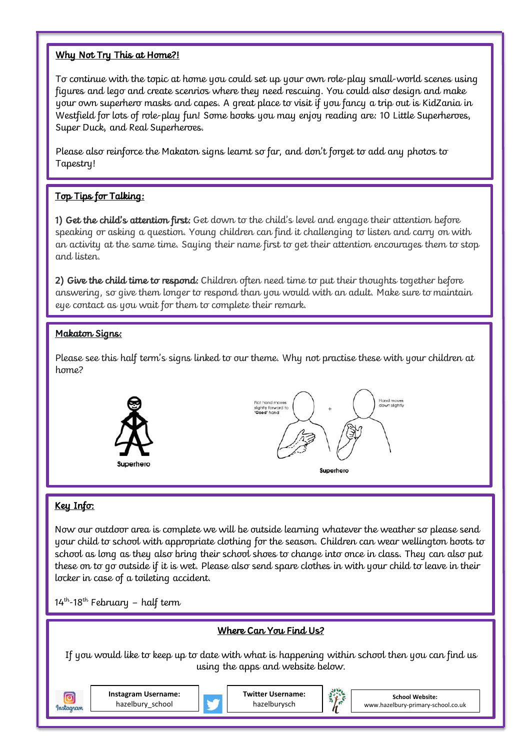## Why Not Try This at Home?!

To continue with the topic at home you could set up your own role-play small-world scenes using figures and lego and create scenrios where they need rescuing. You could also design and make your own superhero masks and capes. A great place to visit if you fancy a trip out is KidZania in Westfield for lots of role-play fun! Some books you may enjoy reading are: 10 Little Superheroes, Super Duck, and Real Superheroes.

Please also reinforce the Makaton signs learnt so far, and don't forget to add any photos to Tapestry!

## Top Tips for Talking:

**1) Get the child's attention first:** Get down to the child's level and engage their attention before speaking or asking a question. Young children can find it challenging to listen and carry on with an activity at the same time. Saying their name first to get their attention encourages them to stop and listen.

**2) Give the child time to respond:** Children often need time to put their thoughts together before answering, so give them longer to respond than you would with an adult. Make sure to maintain eye contact as you wait for them to complete their remark.

## Makaton Signs:

Please see this half term's signs linked to our theme. Why not practise these with your children at home?

Superhero

Flat hand moves slightly forward to 'Good' hand

+

Hand moves down slightly

Superhero

## Key Info:

Now our outdoor area is complete we will be outside learning whatever the weather so please send your child to school with appropriate clothing for the season. Children can wear wellington boots to school as long as they also bring their school shoes to change into once in class. They can also put these on to go outside if it is wet. Please also send spare clothes in with your child to leave in their locker in case of a toileting accident.

14th-18th February – half term

## Where Can You Find Us?

If you would like to keep up to date with what is happening within school then you can find us using the apps and website below.

**Instagram Username:** hazelbury_school

**Twitter Username:** hazelburysch

**School Website:** www.hazelbury-primary-school.co.uk